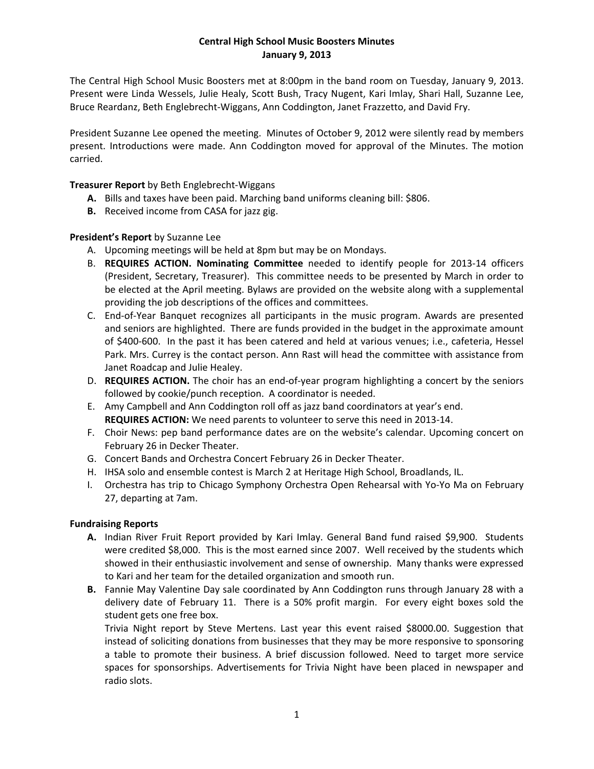# Central High School Music Boosters Minutes
## January 9, 2013

The Central High School Music Boosters met at 8:00pm in the band room on Tuesday, January 9, 2013. Present were Linda Wessels, Julie Healy, Scott Bush, Tracy Nugent, Kari Imlay, Shari Hall, Suzanne Lee, Bruce Reardanz, Beth Englebrecht-Wiggans, Ann Coddington, Janet Frazzetto, and David Fry.

President Suzanne Lee opened the meeting. Minutes of October 9, 2012 were silently read by members present. Introductions were made. Ann Coddington moved for approval of the Minutes. The motion carried.

**Treasurer Report** by Beth Englebrecht-Wiggans

- **A.** Bills and taxes have been paid. Marching band uniforms cleaning bill: $806.
- **B.** Received income from CASA for jazz gig.

**President's Report** by Suzanne Lee

- A. Upcoming meetings will be held at 8pm but may be on Mondays.
- B. **REQUIRES ACTION. Nominating Committee** needed to identify people for 2013-14 officers (President, Secretary, Treasurer). This committee needs to be presented by March in order to be elected at the April meeting. Bylaws are provided on the website along with a supplemental providing the job descriptions of the offices and committees.
- C. End-of-Year Banquet recognizes all participants in the music program. Awards are presented and seniors are highlighted. There are funds provided in the budget in the approximate amount of $400-600. In the past it has been catered and held at various venues; i.e., cafeteria, Hessel Park. Mrs. Currey is the contact person. Ann Rast will head the committee with assistance from Janet Roadcap and Julie Healey.
- D. **REQUIRES ACTION.** The choir has an end-of-year program highlighting a concert by the seniors followed by cookie/punch reception. A coordinator is needed.
- E. Amy Campbell and Ann Coddington roll off as jazz band coordinators at year's end. **REQUIRES ACTION:** We need parents to volunteer to serve this need in 2013-14.
- F. Choir News: pep band performance dates are on the website's calendar. Upcoming concert on February 26 in Decker Theater.
- G. Concert Bands and Orchestra Concert February 26 in Decker Theater.
- H. IHSA solo and ensemble contest is March 2 at Heritage High School, Broadlands, IL.
- I. Orchestra has trip to Chicago Symphony Orchestra Open Rehearsal with Yo-Yo Ma on February 27, departing at 7am.

**Fundraising Reports**

- **A.** Indian River Fruit Report provided by Kari Imlay. General Band fund raised $9,900. Students were credited $8,000. This is the most earned since 2007. Well received by the students which showed in their enthusiastic involvement and sense of ownership. Many thanks were expressed to Kari and her team for the detailed organization and smooth run.
- **B.** Fannie May Valentine Day sale coordinated by Ann Coddington runs through January 28 with a delivery date of February 11. There is a 50% profit margin. For every eight boxes sold the student gets one free box.

  Trivia Night report by Steve Mertens. Last year this event raised $8000.00. Suggestion that instead of soliciting donations from businesses that they may be more responsive to sponsoring a table to promote their business. A brief discussion followed. Need to target more service spaces for sponsorships. Advertisements for Trivia Night have been placed in newspaper and radio slots.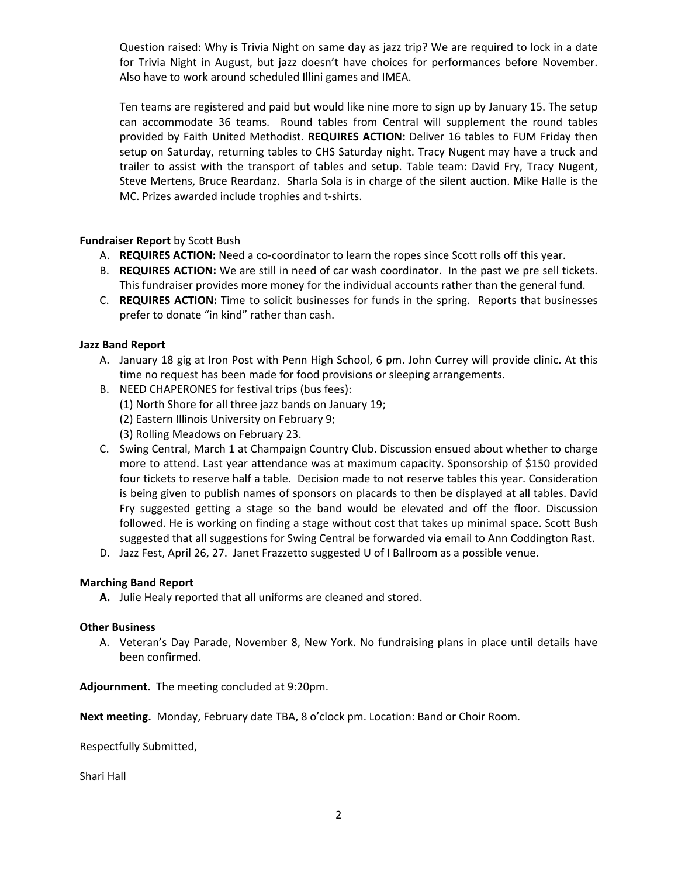Question raised: Why is Trivia Night on same day as jazz trip? We are required to lock in a date for Trivia Night in August, but jazz doesn't have choices for performances before November. Also have to work around scheduled Illini games and IMEA.

Ten teams are registered and paid but would like nine more to sign up by January 15. The setup can accommodate 36 teams. Round tables from Central will supplement the round tables provided by Faith United Methodist. **REQUIRES ACTION:** Deliver 16 tables to FUM Friday then setup on Saturday, returning tables to CHS Saturday night. Tracy Nugent may have a truck and trailer to assist with the transport of tables and setup. Table team: David Fry, Tracy Nugent, Steve Mertens, Bruce Reardanz. Sharla Sola is in charge of the silent auction. Mike Halle is the MC. Prizes awarded include trophies and t-shirts.

**Fundraiser Report** by Scott Bush

A. **REQUIRES ACTION:** Need a co-coordinator to learn the ropes since Scott rolls off this year.
B. **REQUIRES ACTION:** We are still in need of car wash coordinator. In the past we pre sell tickets. This fundraiser provides more money for the individual accounts rather than the general fund.
C. **REQUIRES ACTION:** Time to solicit businesses for funds in the spring. Reports that businesses prefer to donate "in kind" rather than cash.

**Jazz Band Report**

A. January 18 gig at Iron Post with Penn High School, 6 pm. John Currey will provide clinic. At this time no request has been made for food provisions or sleeping arrangements.
B. NEED CHAPERONES for festival trips (bus fees):
   (1) North Shore for all three jazz bands on January 19;
   (2) Eastern Illinois University on February 9;
   (3) Rolling Meadows on February 23.
C. Swing Central, March 1 at Champaign Country Club. Discussion ensued about whether to charge more to attend. Last year attendance was at maximum capacity. Sponsorship of $150 provided four tickets to reserve half a table. Decision made to not reserve tables this year. Consideration is being given to publish names of sponsors on placards to then be displayed at all tables. David Fry suggested getting a stage so the band would be elevated and off the floor. Discussion followed. He is working on finding a stage without cost that takes up minimal space. Scott Bush suggested that all suggestions for Swing Central be forwarded via email to Ann Coddington Rast.
D. Jazz Fest, April 26, 27. Janet Frazzetto suggested U of I Ballroom as a possible venue.

**Marching Band Report**

**A.** Julie Healy reported that all uniforms are cleaned and stored.

**Other Business**

A. Veteran's Day Parade, November 8, New York. No fundraising plans in place until details have been confirmed.

**Adjournment.** The meeting concluded at 9:20pm.

**Next meeting.** Monday, February date TBA, 8 o'clock pm. Location: Band or Choir Room.

Respectfully Submitted,

Shari Hall